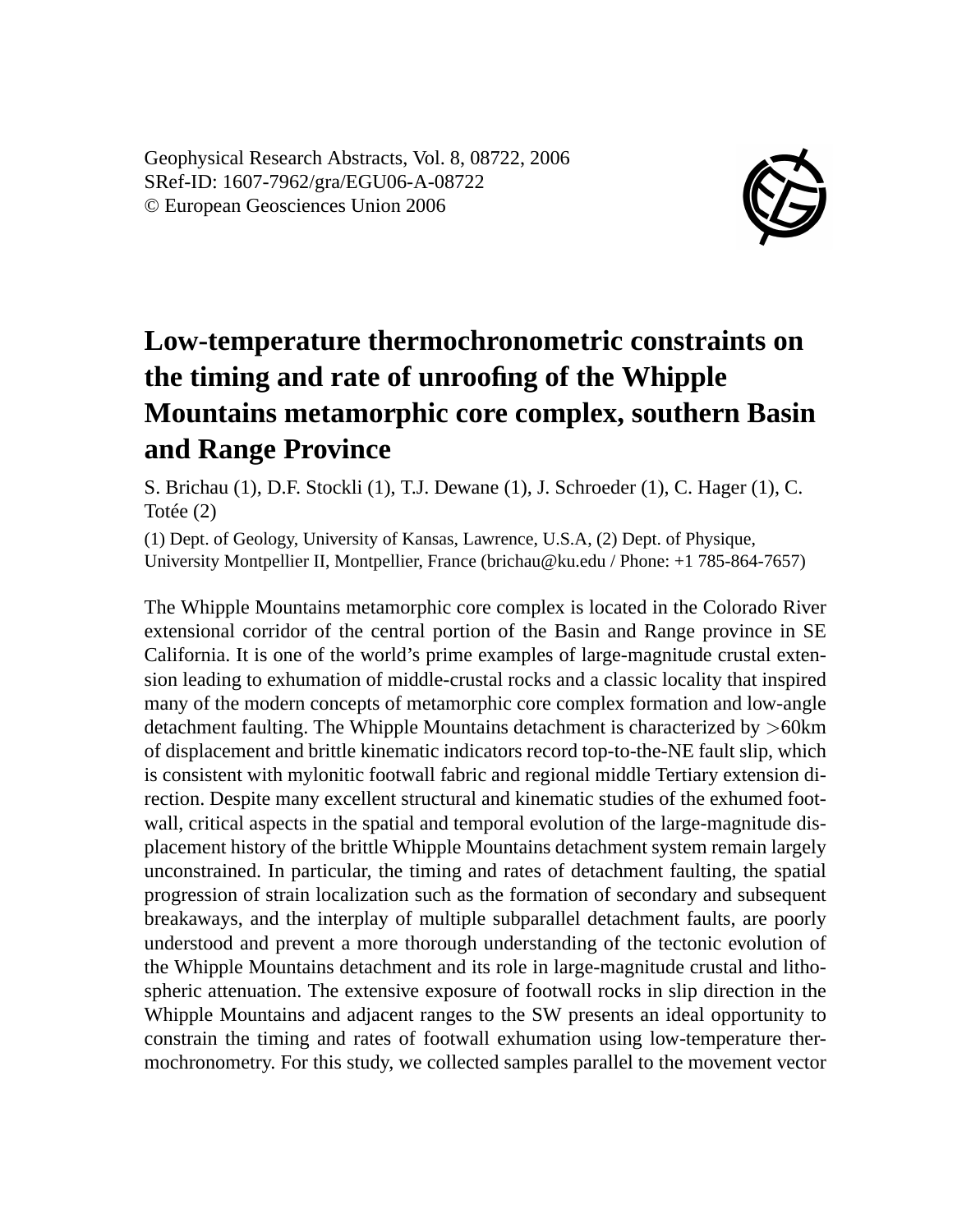Geophysical Research Abstracts, Vol. 8, 08722, 2006
SRef-ID: 1607-7962/gra/EGU06-A-08722
© European Geosciences Union 2006

# Low-temperature thermochronometric constraints on the timing and rate of unroofing of the Whipple Mountains metamorphic core complex, southern Basin and Range Province

S. Brichau (1), D.F. Stockli (1), T.J. Dewane (1), J. Schroeder (1), C. Hager (1), C. Totée (2)

(1) Dept. of Geology, University of Kansas, Lawrence, U.S.A, (2) Dept. of Physique, University Montpellier II, Montpellier, France (brichau@ku.edu / Phone: +1 785-864-7657)

The Whipple Mountains metamorphic core complex is located in the Colorado River extensional corridor of the central portion of the Basin and Range province in SE California. It is one of the world's prime examples of large-magnitude crustal extension leading to exhumation of middle-crustal rocks and a classic locality that inspired many of the modern concepts of metamorphic core complex formation and low-angle detachment faulting. The Whipple Mountains detachment is characterized by >60km of displacement and brittle kinematic indicators record top-to-the-NE fault slip, which is consistent with mylonitic footwall fabric and regional middle Tertiary extension direction. Despite many excellent structural and kinematic studies of the exhumed footwall, critical aspects in the spatial and temporal evolution of the large-magnitude displacement history of the brittle Whipple Mountains detachment system remain largely unconstrained. In particular, the timing and rates of detachment faulting, the spatial progression of strain localization such as the formation of secondary and subsequent breakaways, and the interplay of multiple subparallel detachment faults, are poorly understood and prevent a more thorough understanding of the tectonic evolution of the Whipple Mountains detachment and its role in large-magnitude crustal and lithospheric attenuation. The extensive exposure of footwall rocks in slip direction in the Whipple Mountains and adjacent ranges to the SW presents an ideal opportunity to constrain the timing and rates of footwall exhumation using low-temperature thermochronometry. For this study, we collected samples parallel to the movement vector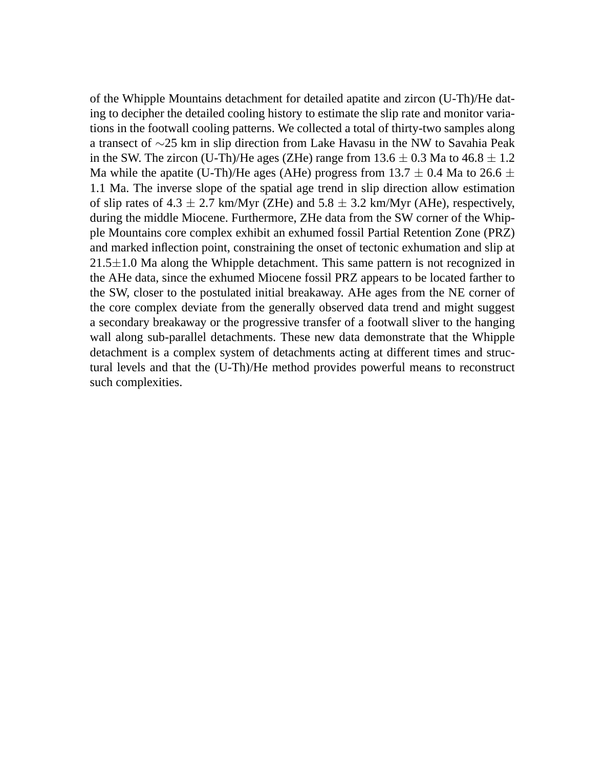of the Whipple Mountains detachment for detailed apatite and zircon (U-Th)/He dating to decipher the detailed cooling history to estimate the slip rate and monitor variations in the footwall cooling patterns. We collected a total of thirty-two samples along a transect of $\sim$25 km in slip direction from Lake Havasu in the NW to Savahia Peak in the SW. The zircon (U-Th)/He ages (ZHe) range from $13.6 \pm 0.3$ Ma to $46.8 \pm 1.2$ Ma while the apatite (U-Th)/He ages (AHe) progress from $13.7 \pm 0.4$ Ma to $26.6 \pm 1.1$ Ma. The inverse slope of the spatial age trend in slip direction allow estimation of slip rates of $4.3 \pm 2.7$ km/Myr (ZHe) and $5.8 \pm 3.2$ km/Myr (AHe), respectively, during the middle Miocene. Furthermore, ZHe data from the SW corner of the Whipple Mountains core complex exhibit an exhumed fossil Partial Retention Zone (PRZ) and marked inflection point, constraining the onset of tectonic exhumation and slip at $21.5\pm1.0$ Ma along the Whipple detachment. This same pattern is not recognized in the AHe data, since the exhumed Miocene fossil PRZ appears to be located farther to the SW, closer to the postulated initial breakaway. AHe ages from the NE corner of the core complex deviate from the generally observed data trend and might suggest a secondary breakaway or the progressive transfer of a footwall sliver to the hanging wall along sub-parallel detachments. These new data demonstrate that the Whipple detachment is a complex system of detachments acting at different times and structural levels and that the (U-Th)/He method provides powerful means to reconstruct such complexities.